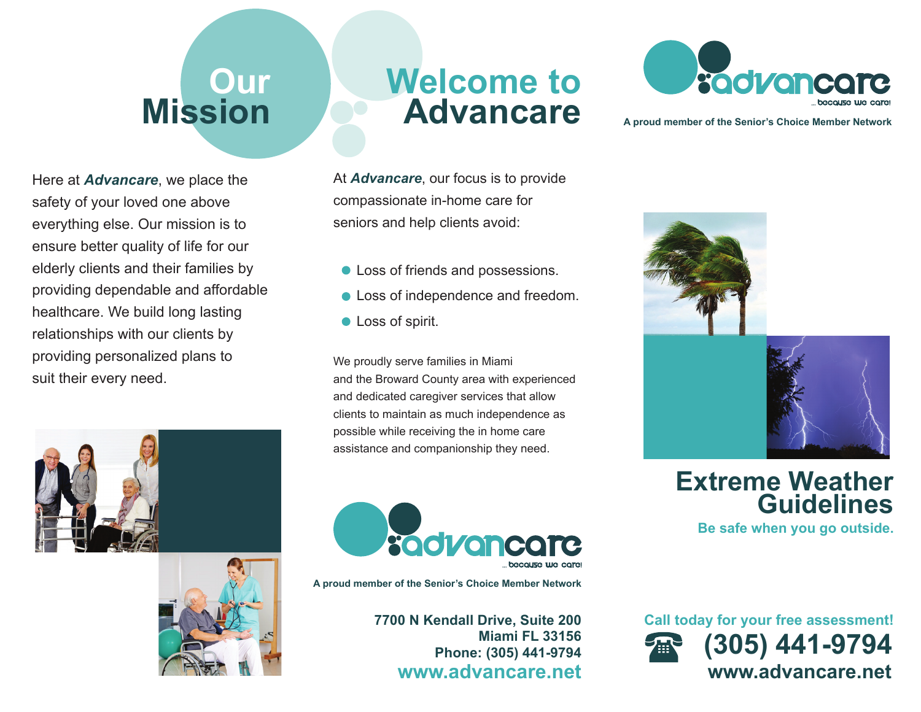# Our Mission

Here at ***Advancare***, we place the safety of your loved one above everything else. Our mission is to ensure better quality of life for our elderly clients and their families by providing dependable and affordable healthcare. We build long lasting relationships with our clients by providing personalized plans to suit their every need.

# Welcome to Advancare

At ***Advancare***, our focus is to provide compassionate in-home care for seniors and help clients avoid:

- Loss of friends and possessions.
- Loss of independence and freedom.
- Loss of spirit.

We proudly serve families in Miami and the Broward County area with experienced and dedicated caregiver services that allow clients to maintain as much independence as possible while receiving the in home care assistance and companionship they need.

advancare ... because we care!

**A proud member of the Senior's Choice Member Network**

**7700 N Kendall Drive, Suite 200**
**Miami FL 33156**
**Phone: (305) 441-9794**
**www.advancare.net**

advancare ... because we care!

**A proud member of the Senior's Choice Member Network**

# Extreme Weather Guidelines

**Be safe when you go outside.**

**Call today for your free assessment!**

**(305) 441-9794**

**www.advancare.net**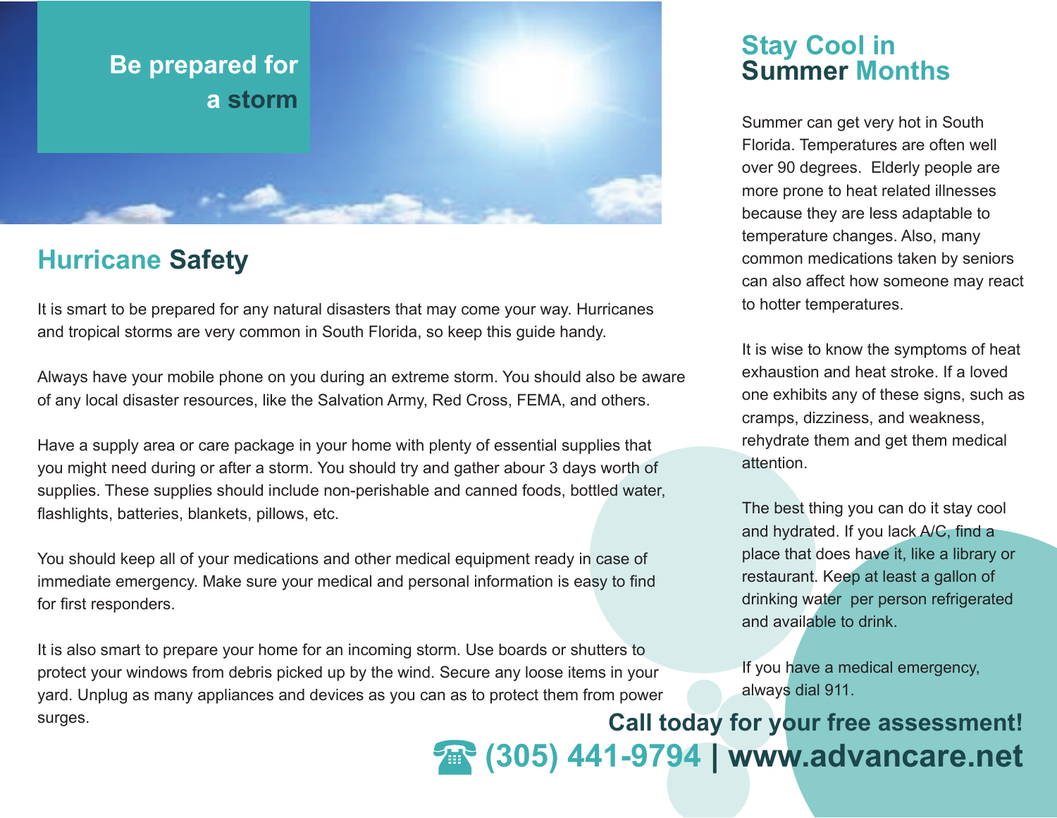## Be prepared for a storm

## Hurricane Safety

It is smart to be prepared for any natural disasters that may come your way. Hurricanes and tropical storms are very common in South Florida, so keep this guide handy.

Always have your mobile phone on you during an extreme storm. You should also be aware of any local disaster resources, like the Salvation Army, Red Cross, FEMA, and others.

Have a supply area or care package in your home with plenty of essential supplies that you might need during or after a storm. You should try and gather abour 3 days worth of supplies. These supplies should include non-perishable and canned foods, bottled water, flashlights, batteries, blankets, pillows, etc.

You should keep all of your medications and other medical equipment ready in case of immediate emergency. Make sure your medical and personal information is easy to find for first responders.

It is also smart to prepare your home for an incoming storm. Use boards or shutters to protect your windows from debris picked up by the wind. Secure any loose items in your yard. Unplug as many appliances and devices as you can as to protect them from power surges.

## Stay Cool in Summer Months

Summer can get very hot in South Florida. Temperatures are often well over 90 degrees. Elderly people are more prone to heat related illnesses because they are less adaptable to temperature changes. Also, many common medications taken by seniors can also affect how someone may react to hotter temperatures.

It is wise to know the symptoms of heat exhaustion and heat stroke. If a loved one exhibits any of these signs, such as cramps, dizziness, and weakness, rehydrate them and get them medical attention.

The best thing you can do it stay cool and hydrated. If you lack A/C, find a place that does have it, like a library or restaurant. Keep at least a gallon of drinking water per person refrigerated and available to drink.

If you have a medical emergency, always dial 911.

**Call today for your free assessment!**

**(305) 441-9794 | www.advancare.net**